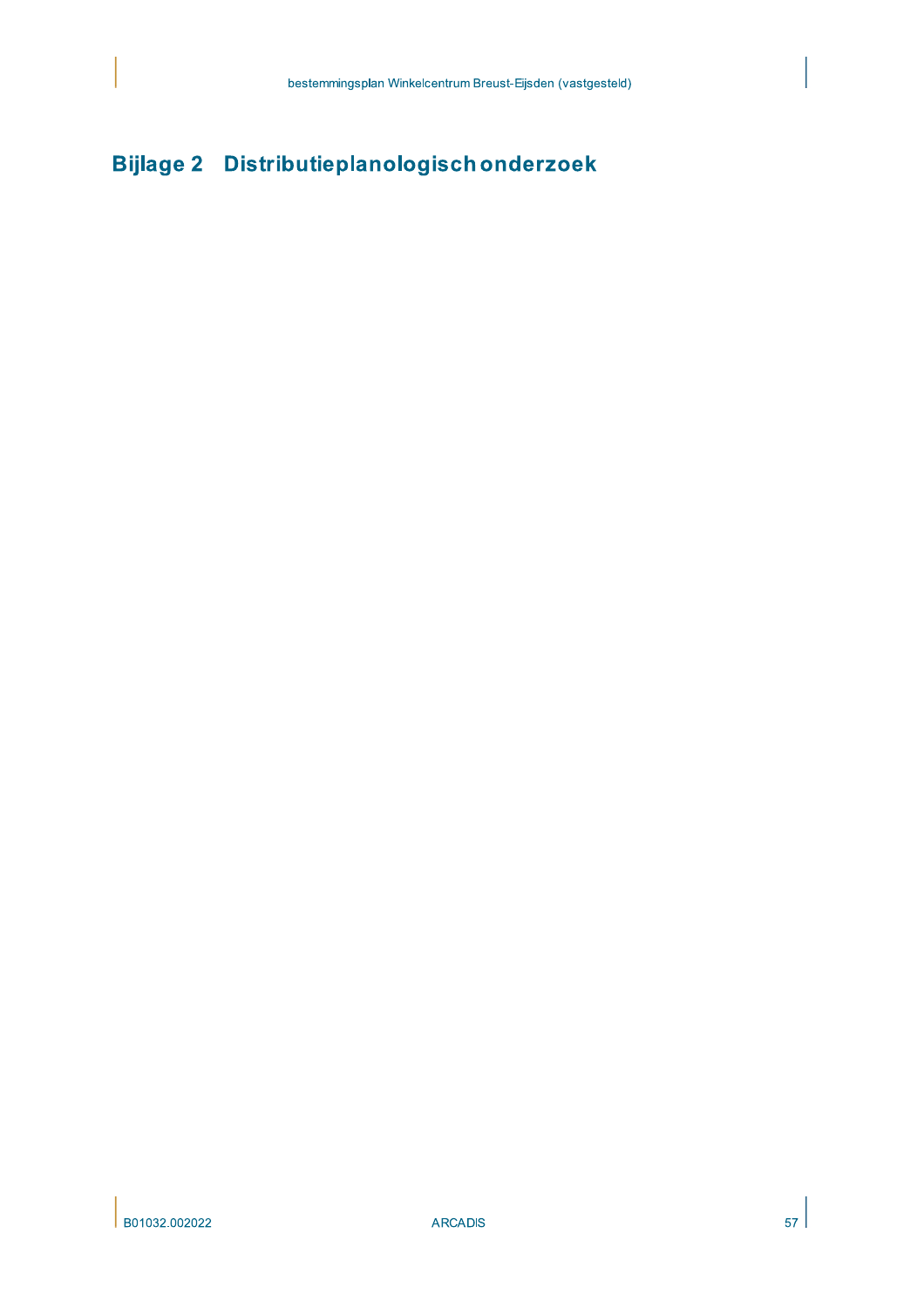# Bijlage 2 Distributieplanologisch onderzoek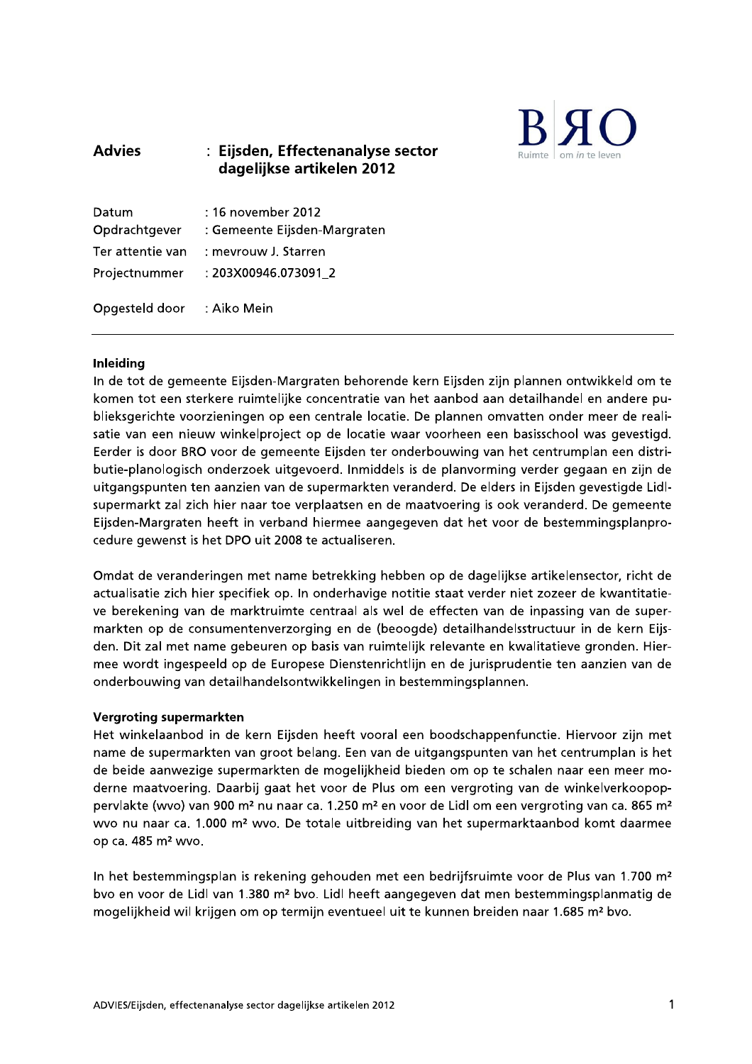**Advies** : **Eijsden, Effectenanalyse sector dagelijkse artikelen 2012**

| | |
|---|---|
| Datum | : 16 november 2012 |
| Opdrachtgever | : Gemeente Eijsden-Margraten |
| Ter attentie van | : mevrouw J. Starren |
| Projectnummer | : 203X00946.073091_2 |
| Opgesteld door | : Aiko Mein |

**Inleiding**

In de tot de gemeente Eijsden-Margraten behorende kern Eijsden zijn plannen ontwikkeld om te komen tot een sterkere ruimtelijke concentratie van het aanbod aan detailhandel en andere publieksgerichte voorzieningen op een centrale locatie. De plannen omvatten onder meer de realisatie van een nieuw winkelproject op de locatie waar voorheen een basisschool was gevestigd. Eerder is door BRO voor de gemeente Eijsden ter onderbouwing van het centrumplan een distributie-planologisch onderzoek uitgevoerd. Inmiddels is de planvorming verder gegaan en zijn de uitgangspunten ten aanzien van de supermarkten veranderd. De elders in Eijsden gevestigde Lidl-supermarkt zal zich hier naar toe verplaatsen en de maatvoering is ook veranderd. De gemeente Eijsden-Margraten heeft in verband hiermee aangegeven dat het voor de bestemmingsplanprocedure gewenst is het DPO uit 2008 te actualiseren.

Omdat de veranderingen met name betrekking hebben op de dagelijkse artikelensector, richt de actualisatie zich hier specifiek op. In onderhavige notitie staat verder niet zozeer de kwantitatieve berekening van de marktruimte centraal als wel de effecten van de inpassing van de supermarkten op de consumentenverzorging en de (beoogde) detailhandelsstructuur in de kern Eijsden. Dit zal met name gebeuren op basis van ruimtelijk relevante en kwalitatieve gronden. Hiermee wordt ingespeeld op de Europese Dienstenrichtlijn en de jurisprudentie ten aanzien van de onderbouwing van detailhandelsontwikkelingen in bestemmingsplannen.

**Vergroting supermarkten**

Het winkelaanbod in de kern Eijsden heeft vooral een boodschappenfunctie. Hiervoor zijn met name de supermarkten van groot belang. Een van de uitgangspunten van het centrumplan is het de beide aanwezige supermarkten de mogelijkheid bieden om op te schalen naar een meer moderne maatvoering. Daarbij gaat het voor de Plus om een vergroting van de winkelverkoopoppervlakte (wvo) van 900 m² nu naar ca. 1.250 m² en voor de Lidl om een vergroting van ca. 865 m² wvo nu naar ca. 1.000 m² wvo. De totale uitbreiding van het supermarktaanbod komt daarmee op ca. 485 m² wvo.

In het bestemmingsplan is rekening gehouden met een bedrijfsruimte voor de Plus van 1.700 m² bvo en voor de Lidl van 1.380 m² bvo. Lidl heeft aangegeven dat men bestemmingsplanmatig de mogelijkheid wil krijgen om op termijn eventueel uit te kunnen breiden naar 1.685 m² bvo.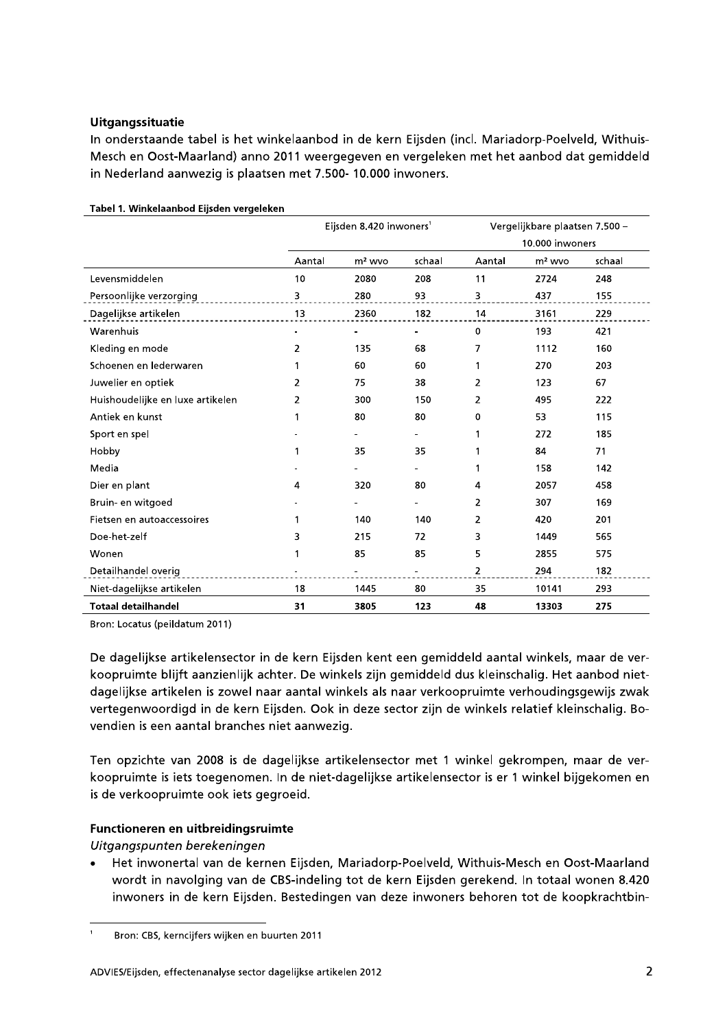### Uitgangssituatie

In onderstaande tabel is het winkelaanbod in de kern Eijsden (incl. Mariadorp-Poelveld, Withuis-Mesch en Oost-Maarland) anno 2011 weergegeven en vergeleken met het aanbod dat gemiddeld in Nederland aanwezig is plaatsen met 7.500- 10.000 inwoners.

**Tabel 1. Winkelaanbod Eijsden vergeleken**

| | Eijsden 8.420 inwoners[1] | | | Vergelijkbare plaatsen 7.500 – 10.000 inwoners | | |
|---|---|---|---|---|---|---|
| | Aantal | m² wvo | schaal | Aantal | m² wvo | schaal |
| Levensmiddelen | 10 | 2080 | 208 | 11 | 2724 | 248 |
| Persoonlijke verzorging | 3 | 280 | 93 | 3 | 437 | 155 |
| Dagelijkse artikelen | 13 | 2360 | 182 | 14 | 3161 | 229 |
| Warenhuis | - | - | - | 0 | 193 | 421 |
| Kleding en mode | 2 | 135 | 68 | 7 | 1112 | 160 |
| Schoenen en lederwaren | 1 | 60 | 60 | 1 | 270 | 203 |
| Juwelier en optiek | 2 | 75 | 38 | 2 | 123 | 67 |
| Huishoudelijke en luxe artikelen | 2 | 300 | 150 | 2 | 495 | 222 |
| Antiek en kunst | 1 | 80 | 80 | 0 | 53 | 115 |
| Sport en spel | - | - | - | 1 | 272 | 185 |
| Hobby | 1 | 35 | 35 | 1 | 84 | 71 |
| Media | - | - | - | 1 | 158 | 142 |
| Dier en plant | 4 | 320 | 80 | 4 | 2057 | 458 |
| Bruin- en witgoed | - | - | - | 2 | 307 | 169 |
| Fietsen en autoaccessoires | 1 | 140 | 140 | 2 | 420 | 201 |
| Doe-het-zelf | 3 | 215 | 72 | 3 | 1449 | 565 |
| Wonen | 1 | 85 | 85 | 5 | 2855 | 575 |
| Detailhandel overig | - | - | - | 2 | 294 | 182 |
| Niet-dagelijkse artikelen | 18 | 1445 | 80 | 35 | 10141 | 293 |
| **Totaal detailhandel** | **31** | **3805** | **123** | **48** | **13303** | **275** |

Bron: Locatus (peildatum 2011)

De dagelijkse artikelensector in de kern Eijsden kent een gemiddeld aantal winkels, maar de verkoopruimte blijft aanzienlijk achter. De winkels zijn gemiddeld dus kleinschalig. Het aanbod niet-dagelijkse artikelen is zowel naar aantal winkels als naar verkoopruimte verhoudingsgewijs zwak vertegenwoordigd in de kern Eijsden. Ook in deze sector zijn de winkels relatief kleinschalig. Bovendien is een aantal branches niet aanwezig.

Ten opzichte van 2008 is de dagelijkse artikelensector met 1 winkel gekrompen, maar de verkoopruimte is iets toegenomen. In de niet-dagelijkse artikelensector is er 1 winkel bijgekomen en is de verkoopruimte ook iets gegroeid.

### Functioneren en uitbreidingsruimte

*Uitgangspunten berekeningen*

- Het inwonertal van de kernen Eijsden, Mariadorp-Poelveld, Withuis-Mesch en Oost-Maarland wordt in navolging van de CBS-indeling tot de kern Eijsden gerekend. In totaal wonen 8.420 inwoners in de kern Eijsden. Bestedingen van deze inwoners behoren tot de koopkrachtbin-

[1] Bron: CBS, kerncijfers wijken en buurten 2011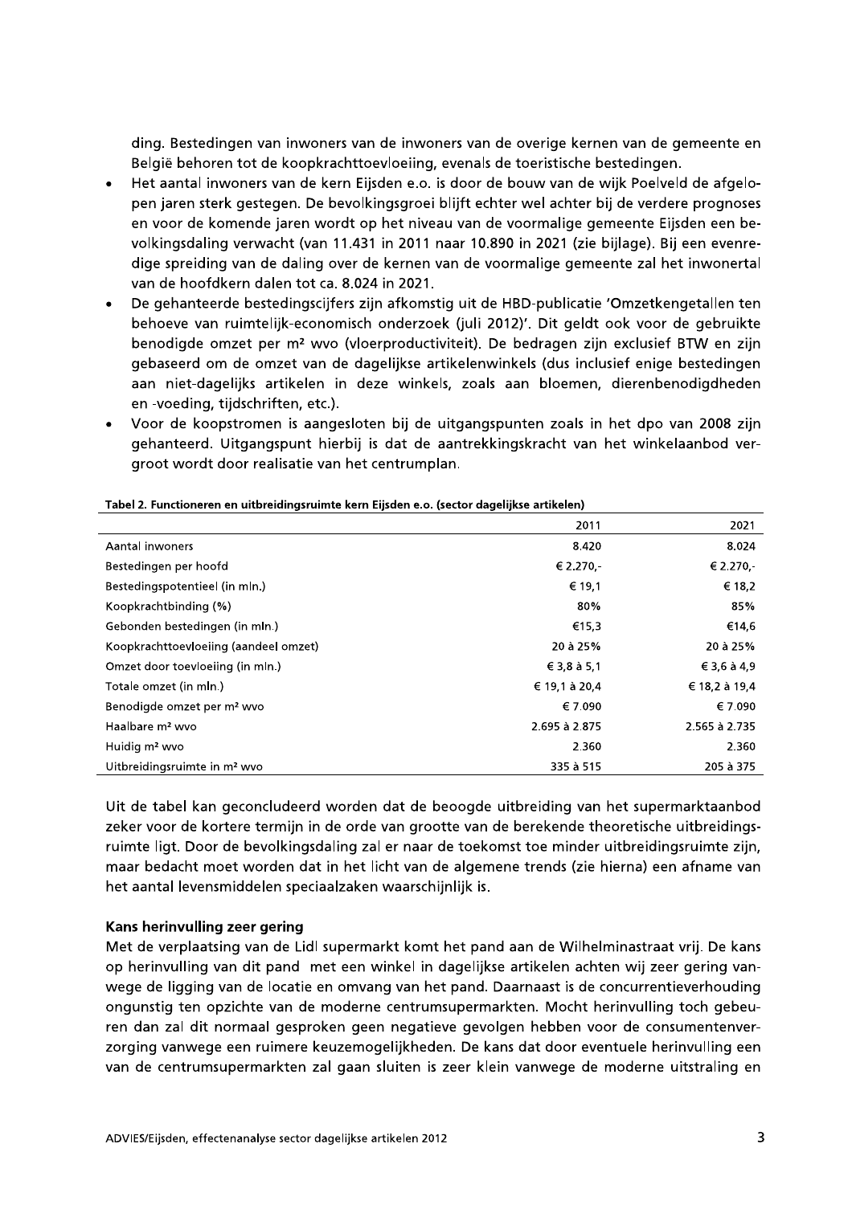ding. Bestedingen van inwoners van de inwoners van de overige kernen van de gemeente en België behoren tot de koopkrachttoevloeiing, evenals de toeristische bestedingen.

- Het aantal inwoners van de kern Eijsden e.o. is door de bouw van de wijk Poelveld de afgelopen jaren sterk gestegen. De bevolkingsgroei blijft echter wel achter bij de verdere prognoses en voor de komende jaren wordt op het niveau van de voormalige gemeente Eijsden een bevolkingsdaling verwacht (van 11.431 in 2011 naar 10.890 in 2021 (zie bijlage). Bij een evenredige spreiding van de daling over de kernen van de voormalige gemeente zal het inwonertal van de hoofdkern dalen tot ca. 8.024 in 2021.
- De gehanteerde bestedingscijfers zijn afkomstig uit de HBD-publicatie 'Omzetkengetallen ten behoeve van ruimtelijk-economisch onderzoek (juli 2012)'. Dit geldt ook voor de gebruikte benodigde omzet per m² wvo (vloerproductiviteit). De bedragen zijn exclusief BTW en zijn gebaseerd om de omzet van de dagelijkse artikelenwinkels (dus inclusief enige bestedingen aan niet-dagelijks artikelen in deze winkels, zoals aan bloemen, dierenbenodigdheden en -voeding, tijdschriften, etc.).
- Voor de koopstromen is aangesloten bij de uitgangspunten zoals in het dpo van 2008 zijn gehanteerd. Uitgangspunt hierbij is dat de aantrekkingskracht van het winkelaanbod vergroot wordt door realisatie van het centrumplan.

**Tabel 2. Functioneren en uitbreidingsruimte kern Eijsden e.o. (sector dagelijkse artikelen)**

| | 2011 | 2021 |
|---|---|---|
| Aantal inwoners | 8.420 | 8.024 |
| Bestedingen per hoofd | € 2.270,- | € 2.270,- |
| Bestedingspotentieel (in mln.) | € 19,1 | € 18,2 |
| Koopkrachtbinding (%) | 80% | 85% |
| Gebonden bestedingen (in mln.) | €15,3 | €14,6 |
| Koopkrachttoevloeiing (aandeel omzet) | 20 à 25% | 20 à 25% |
| Omzet door toevloeiing (in mln.) | € 3,8 à 5,1 | € 3,6 à 4,9 |
| Totale omzet (in mln.) | € 19,1 à 20,4 | € 18,2 à 19,4 |
| Benodigde omzet per m² wvo | € 7.090 | € 7.090 |
| Haalbare m² wvo | 2.695 à 2.875 | 2.565 à 2.735 |
| Huidig m² wvo | 2.360 | 2.360 |
| Uitbreidingsruimte in m² wvo | 335 à 515 | 205 à 375 |

Uit de tabel kan geconcludeerd worden dat de beoogde uitbreiding van het supermarktaanbod zeker voor de kortere termijn in de orde van grootte van de berekende theoretische uitbreidingsruimte ligt. Door de bevolkingsdaling zal er naar de toekomst toe minder uitbreidingsruimte zijn, maar bedacht moet worden dat in het licht van de algemene trends (zie hierna) een afname van het aantal levensmiddelen speciaalzaken waarschijnlijk is.

### Kans herinvulling zeer gering

Met de verplaatsing van de Lidl supermarkt komt het pand aan de Wilhelminastraat vrij. De kans op herinvulling van dit pand met een winkel in dagelijkse artikelen achten wij zeer gering vanwege de ligging van de locatie en omvang van het pand. Daarnaast is de concurrentieverhouding ongunstig ten opzichte van de moderne centrumsupermarkten. Mocht herinvulling toch gebeuren dan zal dit normaal gesproken geen negatieve gevolgen hebben voor de consumentenverzorging vanwege een ruimere keuzemogelijkheden. De kans dat door eventuele herinvulling een van de centrumsupermarkten zal gaan sluiten is zeer klein vanwege de moderne uitstraling en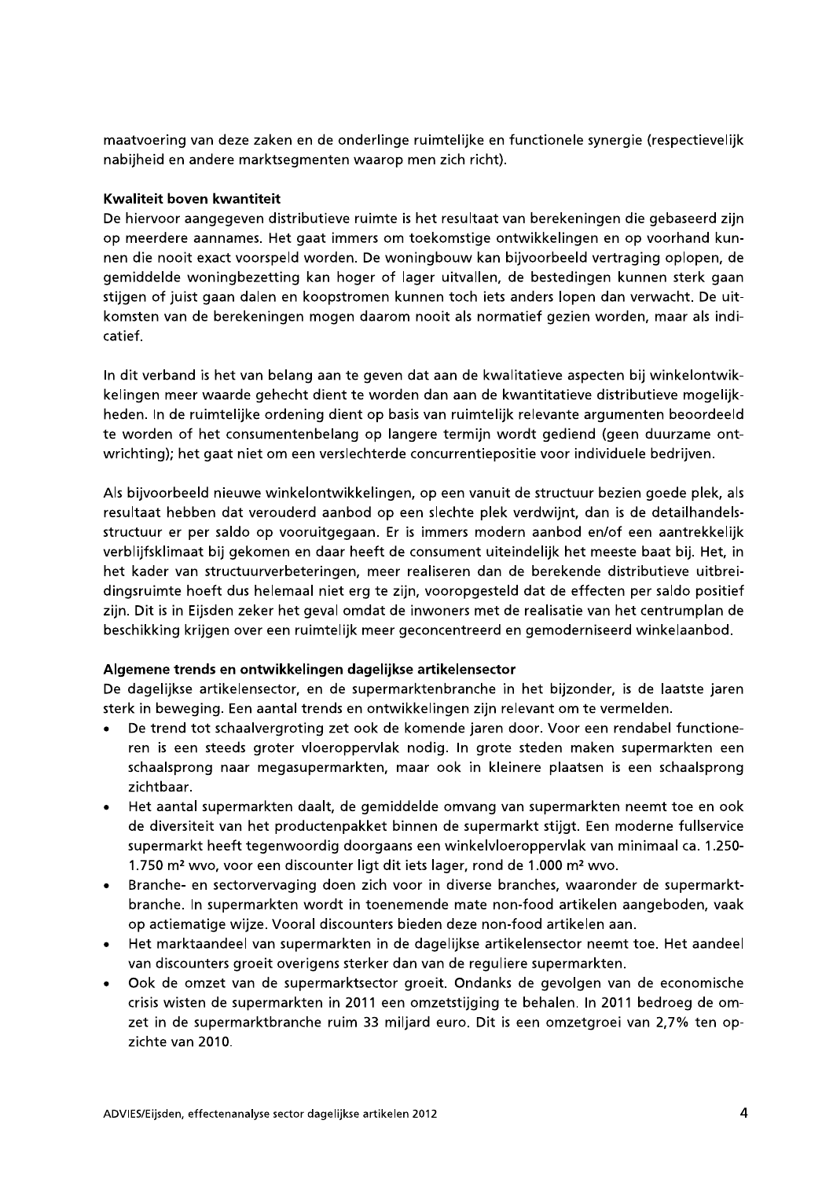maatvoering van deze zaken en de onderlinge ruimtelijke en functionele synergie (respectievelijk nabijheid en andere marktsegmenten waarop men zich richt).

**Kwaliteit boven kwantiteit**

De hiervoor aangegeven distributieve ruimte is het resultaat van berekeningen die gebaseerd zijn op meerdere aannames. Het gaat immers om toekomstige ontwikkelingen en op voorhand kunnen die nooit exact voorspeld worden. De woningbouw kan bijvoorbeeld vertraging oplopen, de gemiddelde woningbezetting kan hoger of lager uitvallen, de bestedingen kunnen sterk gaan stijgen of juist gaan dalen en koopstromen kunnen toch iets anders lopen dan verwacht. De uitkomsten van de berekeningen mogen daarom nooit als normatief gezien worden, maar als indicatief.

In dit verband is het van belang aan te geven dat aan de kwalitatieve aspecten bij winkelontwikkelingen meer waarde gehecht dient te worden dan aan de kwantitatieve distributieve mogelijkheden. In de ruimtelijke ordening dient op basis van ruimtelijk relevante argumenten beoordeeld te worden of het consumentenbelang op langere termijn wordt gediend (geen duurzame ontwrichting); het gaat niet om een verslechterde concurrentiepositie voor individuele bedrijven.

Als bijvoorbeeld nieuwe winkelontwikkelingen, op een vanuit de structuur bezien goede plek, als resultaat hebben dat verouderd aanbod op een slechte plek verdwijnt, dan is de detailhandelsstructuur er per saldo op vooruitgegaan. Er is immers modern aanbod en/of een aantrekkelijk verblijfsklimaat bij gekomen en daar heeft de consument uiteindelijk het meeste baat bij. Het, in het kader van structuurverbeteringen, meer realiseren dan de berekende distributieve uitbreidingsruimte hoeft dus helemaal niet erg te zijn, vooropgesteld dat de effecten per saldo positief zijn. Dit is in Eijsden zeker het geval omdat de inwoners met de realisatie van het centrumplan de beschikking krijgen over een ruimtelijk meer geconcentreerd en gemoderniseerd winkelaanbod.

**Algemene trends en ontwikkelingen dagelijkse artikelensector**

De dagelijkse artikelensector, en de supermarktenbranche in het bijzonder, is de laatste jaren sterk in beweging. Een aantal trends en ontwikkelingen zijn relevant om te vermelden.

- De trend tot schaalvergroting zet ook de komende jaren door. Voor een rendabel functioneren is een steeds groter vloeroppervlak nodig. In grote steden maken supermarkten een schaalsprong naar megasupermarkten, maar ook in kleinere plaatsen is een schaalsprong zichtbaar.
- Het aantal supermarkten daalt, de gemiddelde omvang van supermarkten neemt toe en ook de diversiteit van het productenpakket binnen de supermarkt stijgt. Een moderne fullservice supermarkt heeft tegenwoordig doorgaans een winkelvloeroppervlak van minimaal ca. 1.250-1.750 m² wvo, voor een discounter ligt dit iets lager, rond de 1.000 m² wvo.
- Branche- en sectorvervaging doen zich voor in diverse branches, waaronder de supermarktbranche. In supermarkten wordt in toenemende mate non-food artikelen aangeboden, vaak op actiematige wijze. Vooral discounters bieden deze non-food artikelen aan.
- Het marktaandeel van supermarkten in de dagelijkse artikelensector neemt toe. Het aandeel van discounters groeit overigens sterker dan van de reguliere supermarkten.
- Ook de omzet van de supermarktsector groeit. Ondanks de gevolgen van de economische crisis wisten de supermarkten in 2011 een omzetstijging te behalen. In 2011 bedroeg de omzet in de supermarktbranche ruim 33 miljard euro. Dit is een omzetgroei van 2,7% ten opzichte van 2010.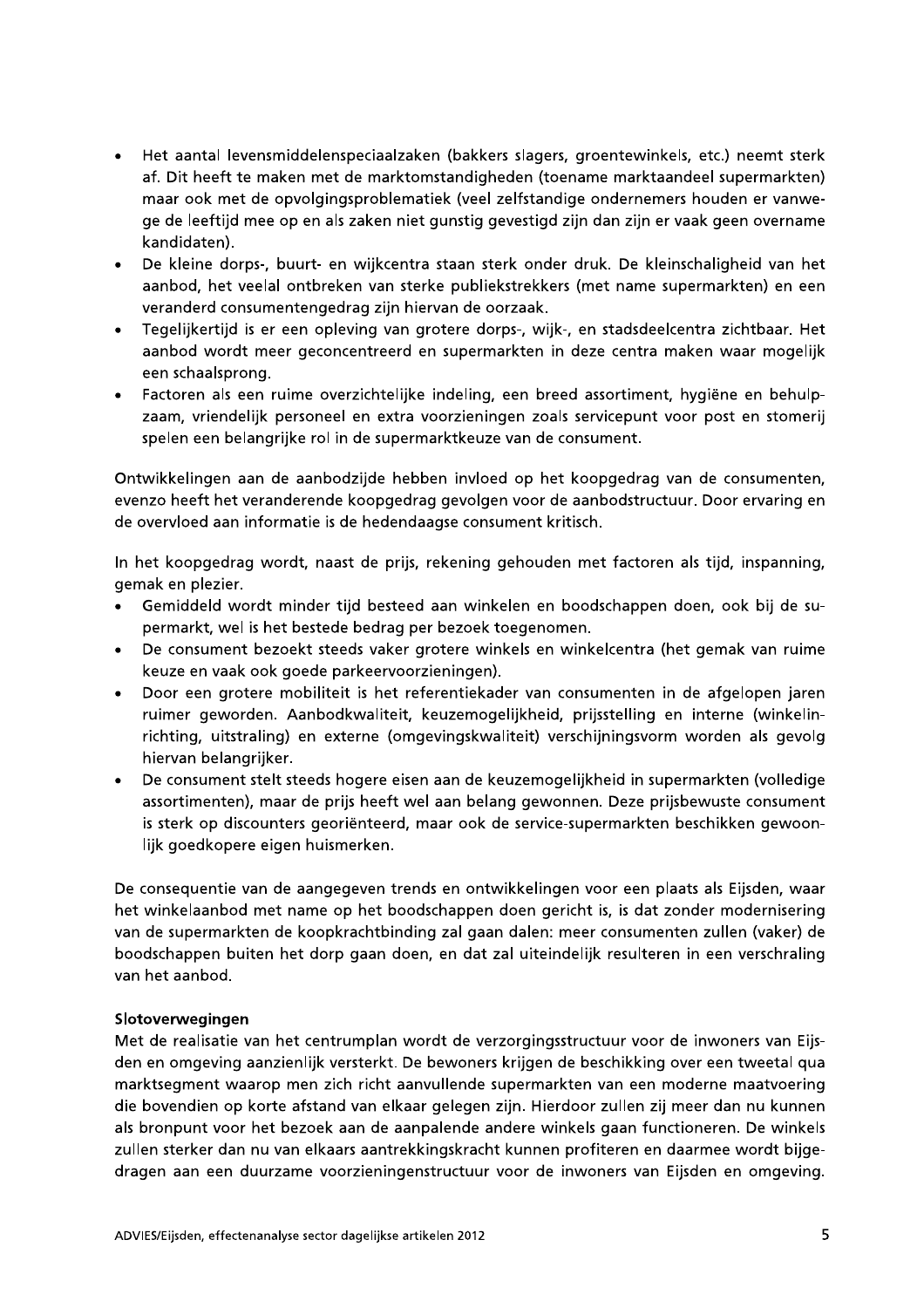- Het aantal levensmiddelenspeciaalzaken (bakkers slagers, groentewinkels, etc.) neemt sterk af. Dit heeft te maken met de marktomstandigheden (toename marktaandeel supermarkten) maar ook met de opvolgingsproblematiek (veel zelfstandige ondernemers houden er vanwege de leeftijd mee op en als zaken niet gunstig gevestigd zijn dan zijn er vaak geen overname kandidaten).
- De kleine dorps-, buurt- en wijkcentra staan sterk onder druk. De kleinschaligheid van het aanbod, het veelal ontbreken van sterke publiekstrekkers (met name supermarkten) en een veranderd consumentengedrag zijn hiervan de oorzaak.
- Tegelijkertijd is er een opleving van grotere dorps-, wijk-, en stadsdeelcentra zichtbaar. Het aanbod wordt meer geconcentreerd en supermarkten in deze centra maken waar mogelijk een schaalsprong.
- Factoren als een ruime overzichtelijke indeling, een breed assortiment, hygiëne en behulpzaam, vriendelijk personeel en extra voorzieningen zoals servicepunt voor post en stomerij spelen een belangrijke rol in de supermarktkeuze van de consument.

Ontwikkelingen aan de aanbodzijde hebben invloed op het koopgedrag van de consumenten, evenzo heeft het veranderende koopgedrag gevolgen voor de aanbodstructuur. Door ervaring en de overvloed aan informatie is de hedendaagse consument kritisch.

In het koopgedrag wordt, naast de prijs, rekening gehouden met factoren als tijd, inspanning, gemak en plezier.

- Gemiddeld wordt minder tijd besteed aan winkelen en boodschappen doen, ook bij de supermarkt, wel is het bestede bedrag per bezoek toegenomen.
- De consument bezoekt steeds vaker grotere winkels en winkelcentra (het gemak van ruime keuze en vaak ook goede parkeervoorzieningen).
- Door een grotere mobiliteit is het referentiekader van consumenten in de afgelopen jaren ruimer geworden. Aanbodkwaliteit, keuzemogelijkheid, prijsstelling en interne (winkelinrichting, uitstraling) en externe (omgevingskwaliteit) verschijningsvorm worden als gevolg hiervan belangrijker.
- De consument stelt steeds hogere eisen aan de keuzemogelijkheid in supermarkten (volledige assortimenten), maar de prijs heeft wel aan belang gewonnen. Deze prijsbewuste consument is sterk op discounters georiënteerd, maar ook de service-supermarkten beschikken gewoonlijk goedkopere eigen huismerken.

De consequentie van de aangegeven trends en ontwikkelingen voor een plaats als Eijsden, waar het winkelaanbod met name op het boodschappen doen gericht is, is dat zonder modernisering van de supermarkten de koopkrachtbinding zal gaan dalen: meer consumenten zullen (vaker) de boodschappen buiten het dorp gaan doen, en dat zal uiteindelijk resulteren in een verschraling van het aanbod.

**Slotoverwegingen**

Met de realisatie van het centrumplan wordt de verzorgingsstructuur voor de inwoners van Eijsden en omgeving aanzienlijk versterkt. De bewoners krijgen de beschikking over een tweetal qua marktsegment waarop men zich richt aanvullende supermarkten van een moderne maatvoering die bovendien op korte afstand van elkaar gelegen zijn. Hierdoor zullen zij meer dan nu kunnen als bronpunt voor het bezoek aan de aanpalende andere winkels gaan functioneren. De winkels zullen sterker dan nu van elkaars aantrekkingskracht kunnen profiteren en daarmee wordt bijgedragen aan een duurzame voorzieningenstructuur voor de inwoners van Eijsden en omgeving.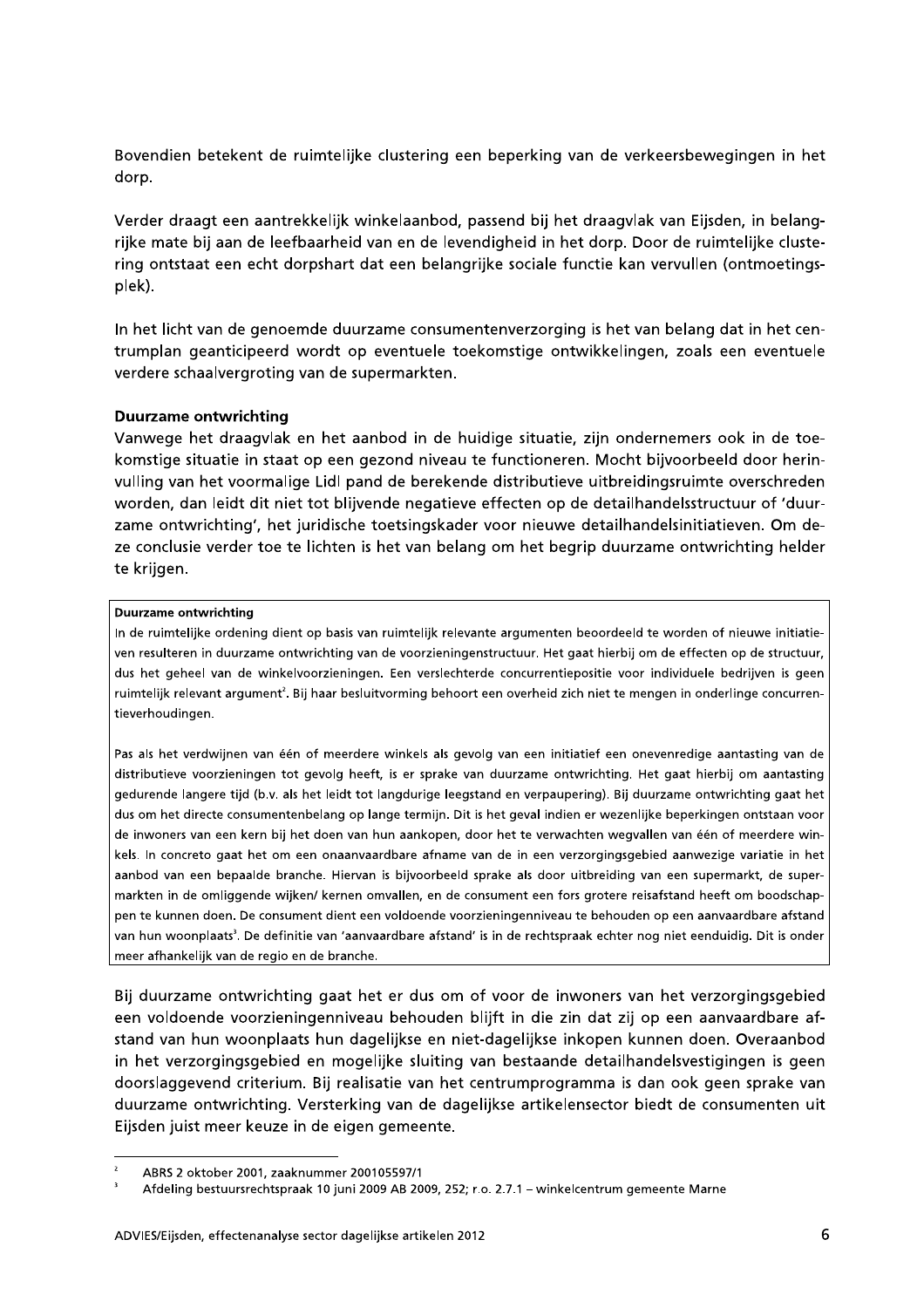Bovendien betekent de ruimtelijke clustering een beperking van de verkeersbewegingen in het dorp.

Verder draagt een aantrekkelijk winkelaanbod, passend bij het draagvlak van Eijsden, in belangrijke mate bij aan de leefbaarheid van en de levendigheid in het dorp. Door de ruimtelijke clustering ontstaat een echt dorpshart dat een belangrijke sociale functie kan vervullen (ontmoetingsplek).

In het licht van de genoemde duurzame consumentenverzorging is het van belang dat in het centrumplan geanticipeerd wordt op eventuele toekomstige ontwikkelingen, zoals een eventuele verdere schaalvergroting van de supermarkten.

**Duurzame ontwrichting**

Vanwege het draagvlak en het aanbod in de huidige situatie, zijn ondernemers ook in de toekomstige situatie in staat op een gezond niveau te functioneren. Mocht bijvoorbeeld door herinvulling van het voormalige Lidl pand de berekende distributieve uitbreidingsruimte overschreden worden, dan leidt dit niet tot blijvende negatieve effecten op de detailhandelsstructuur of 'duurzame ontwrichting', het juridische toetsingskader voor nieuwe detailhandelsinitiatieven. Om deze conclusie verder toe te lichten is het van belang om het begrip duurzame ontwrichting helder te krijgen.

> **Duurzame ontwrichting**
>
> In de ruimtelijke ordening dient op basis van ruimtelijk relevante argumenten beoordeeld te worden of nieuwe initiatieven resulteren in duurzame ontwrichting van de voorzieningenstructuur. Het gaat hierbij om de effecten op de structuur, dus het geheel van de winkelvoorzieningen. Een verslechterde concurrentiepositie voor individuele bedrijven is geen ruimtelijk relevant argument[2]. Bij haar besluitvorming behoort een overheid zich niet te mengen in onderlinge concurrentieverhoudingen.
>
> Pas als het verdwijnen van één of meerdere winkels als gevolg van een initiatief een onevenredige aantasting van de distributieve voorzieningen tot gevolg heeft, is er sprake van duurzame ontwrichting. Het gaat hierbij om aantasting gedurende langere tijd (b.v. als het leidt tot langdurige leegstand en verpaupering). Bij duurzame ontwrichting gaat het dus om het directe consumentenbelang op lange termijn. Dit is het geval indien er wezenlijke beperkingen ontstaan voor de inwoners van een kern bij het doen van hun aankopen, door het te verwachten wegvallen van één of meerdere winkels. In concreto gaat het om een onaanvaardbare afname van de in een verzorgingsgebied aanwezige variatie in het aanbod van een bepaalde branche. Hiervan is bijvoorbeeld sprake als door uitbreiding van een supermarkt, de supermarkten in de omliggende wijken/ kernen omvallen, en de consument een fors grotere reisafstand heeft om boodschappen te kunnen doen. De consument dient een voldoende voorzieningenniveau te behouden op een aanvaardbare afstand van hun woonplaats[3]. De definitie van 'aanvaardbare afstand' is in de rechtspraak echter nog niet eenduidig. Dit is onder meer afhankelijk van de regio en de branche.

Bij duurzame ontwrichting gaat het er dus om of voor de inwoners van het verzorgingsgebied een voldoende voorzieningenniveau behouden blijft in die zin dat zij op een aanvaardbare afstand van hun woonplaats hun dagelijkse en niet-dagelijkse inkopen kunnen doen. Overaanbod in het verzorgingsgebied en mogelijke sluiting van bestaande detailhandelsvestigingen is geen doorslaggevend criterium. Bij realisatie van het centrumprogramma is dan ook geen sprake van duurzame ontwrichting. Versterking van de dagelijkse artikelensector biedt de consumenten uit Eijsden juist meer keuze in de eigen gemeente.

---

[2] ABRS 2 oktober 2001, zaaknummer 200105597/1

[3] Afdeling bestuursrechtspraak 10 juni 2009 AB 2009, 252; r.o. 2.7.1 – winkelcentrum gemeente Marne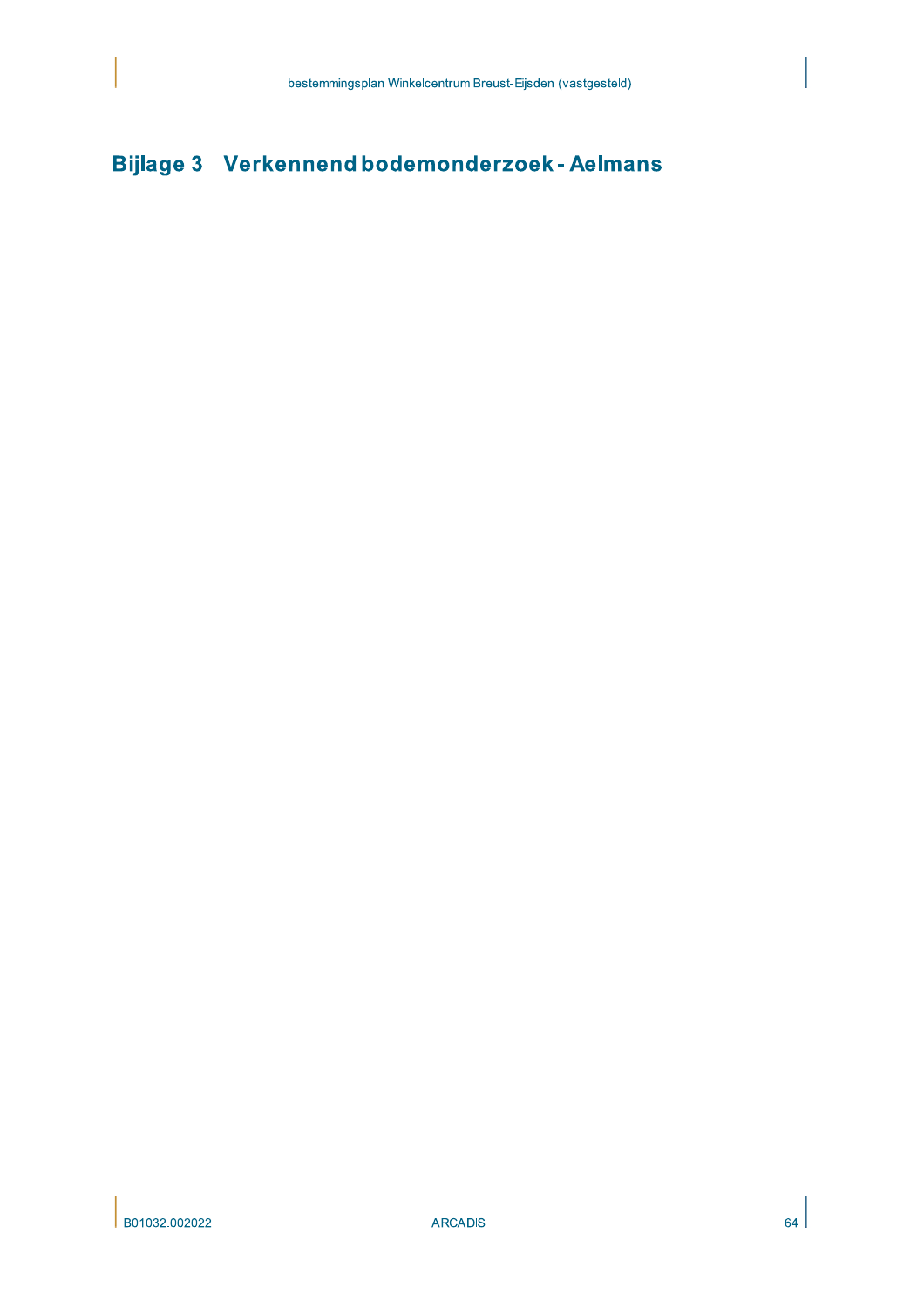# Bijlage 3 Verkennend bodemonderzoek - Aelmans